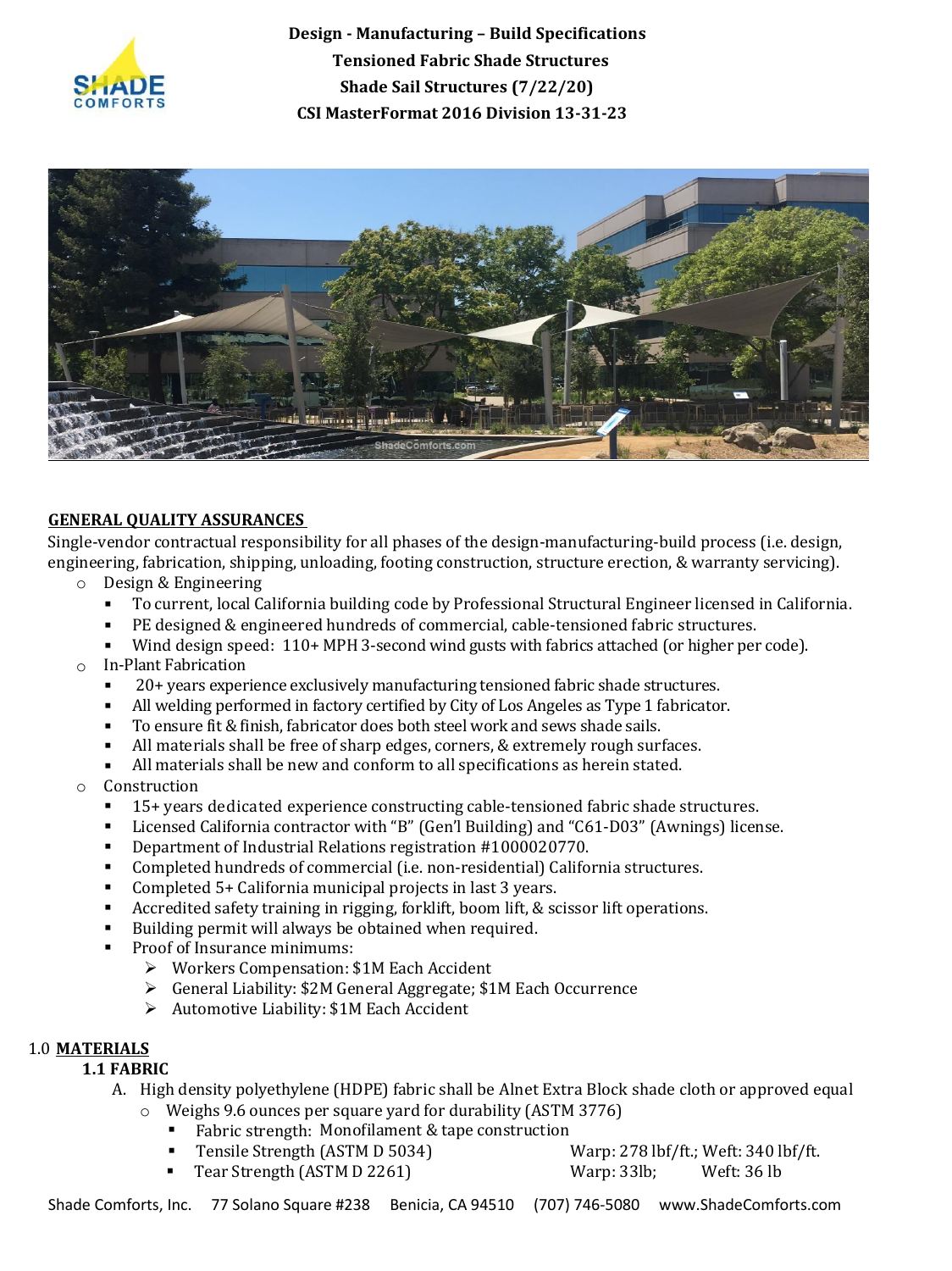# Design - Manufacturing – Build Specifications
## Tensioned Fabric Shade Structures
## Shade Sail Structures (7/22/20)
## CSI MasterFormat 2016 Division 13-31-23

**GENERAL QUALITY ASSURANCES**

Single-vendor contractual responsibility for all phases of the design-manufacturing-build process (i.e. design, engineering, fabrication, shipping, unloading, footing construction, structure erection, & warranty servicing).

- Design & Engineering
  - To current, local California building code by Professional Structural Engineer licensed in California.
  - PE designed & engineered hundreds of commercial, cable-tensioned fabric structures.
  - Wind design speed: 110+ MPH 3-second wind gusts with fabrics attached (or higher per code).
- In-Plant Fabrication
  - 20+ years experience exclusively manufacturing tensioned fabric shade structures.
  - All welding performed in factory certified by City of Los Angeles as Type 1 fabricator.
  - To ensure fit & finish, fabricator does both steel work and sews shade sails.
  - All materials shall be free of sharp edges, corners, & extremely rough surfaces.
  - All materials shall be new and conform to all specifications as herein stated.
- Construction
  - 15+ years dedicated experience constructing cable-tensioned fabric shade structures.
  - Licensed California contractor with "B" (Gen'l Building) and "C61-D03" (Awnings) license.
  - Department of Industrial Relations registration #1000020770.
  - Completed hundreds of commercial (i.e. non-residential) California structures.
  - Completed 5+ California municipal projects in last 3 years.
  - Accredited safety training in rigging, forklift, boom lift, & scissor lift operations.
  - Building permit will always be obtained when required.
  - Proof of Insurance minimums:
    - Workers Compensation: $1M Each Accident
    - General Liability: $2M General Aggregate; $1M Each Occurrence
    - Automotive Liability: $1M Each Accident

1.0 **MATERIALS**

**1.1 FABRIC**

A. High density polyethylene (HDPE) fabric shall be Alnet Extra Block shade cloth or approved equal
  - Weighs 9.6 ounces per square yard for durability (ASTM 3776)
    - Fabric strength: Monofilament & tape construction
    - Tensile Strength (ASTM D 5034) — Warp: 278 lbf/ft.; Weft: 340 lbf/ft.
    - Tear Strength (ASTM D 2261) — Warp: 33lb; Weft: 36 lb

Shade Comforts, Inc. 77 Solano Square #238 Benicia, CA 94510 (707) 746-5080 www.ShadeComforts.com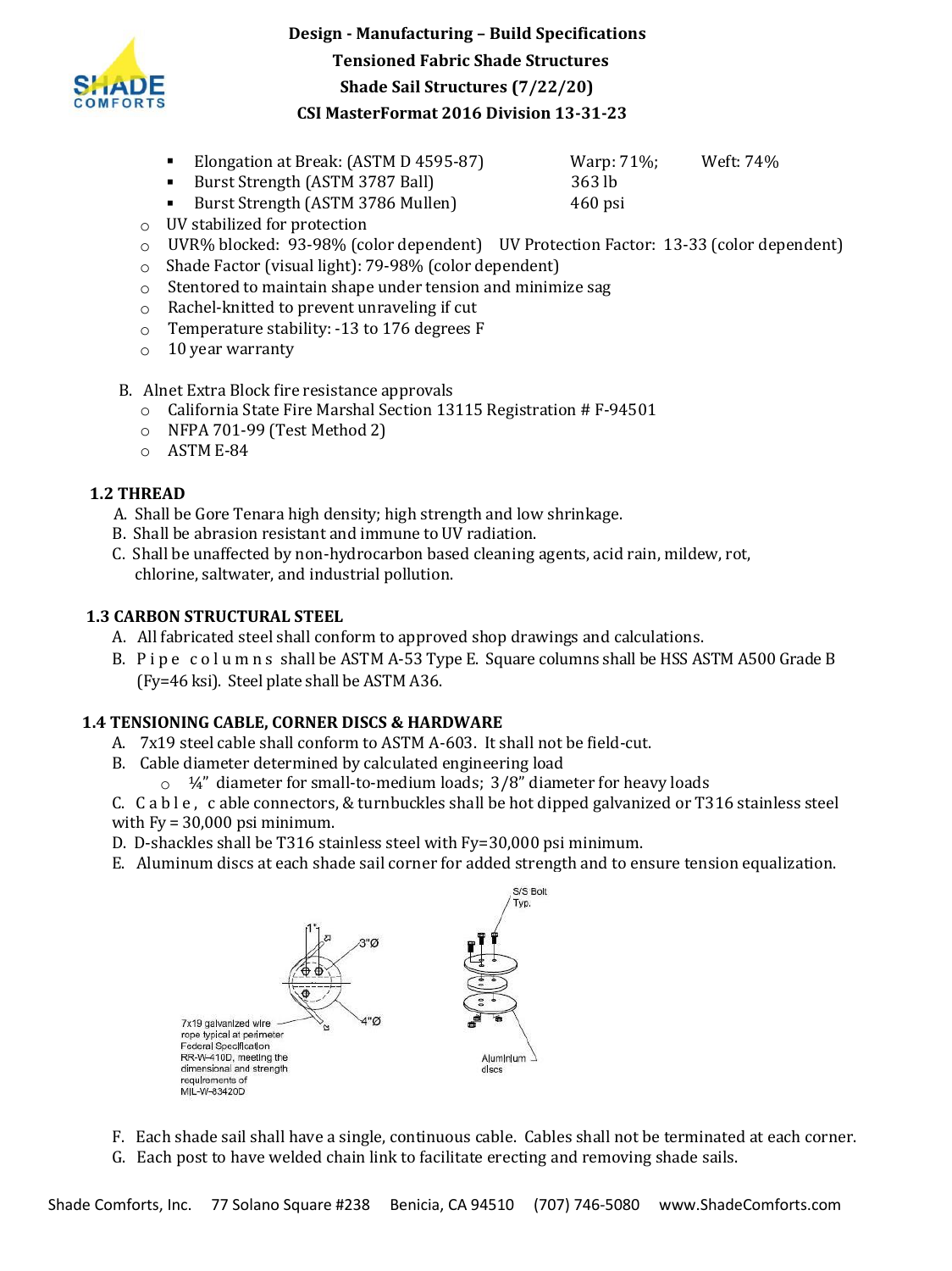- Elongation at Break: (ASTM D 4595-87) Warp: 71%; Weft: 74%
- Burst Strength (ASTM 3787 Ball) 363 lb
- Burst Strength (ASTM 3786 Mullen) 460 psi

- UV stabilized for protection
- UVR% blocked: 93-98% (color dependent) UV Protection Factor: 13-33 (color dependent)
- Shade Factor (visual light): 79-98% (color dependent)
- Stentored to maintain shape under tension and minimize sag
- Rachel-knitted to prevent unraveling if cut
- Temperature stability: -13 to 176 degrees F
- 10 year warranty

B. Alnet Extra Block fire resistance approvals

- California State Fire Marshal Section 13115 Registration # F-94501
- NFPA 701-99 (Test Method 2)
- ASTM E-84

### 1.2 THREAD

A. Shall be Gore Tenara high density; high strength and low shrinkage.
B. Shall be abrasion resistant and immune to UV radiation.
C. Shall be unaffected by non-hydrocarbon based cleaning agents, acid rain, mildew, rot, chlorine, saltwater, and industrial pollution.

### 1.3 CARBON STRUCTURAL STEEL

A. All fabricated steel shall conform to approved shop drawings and calculations.
B. Pipe columns shall be ASTM A-53 Type E. Square columns shall be HSS ASTM A500 Grade B (Fy=46 ksi). Steel plate shall be ASTM A36.

### 1.4 TENSIONING CABLE, CORNER DISCS & HARDWARE

A. 7x19 steel cable shall conform to ASTM A-603. It shall not be field-cut.
B. Cable diameter determined by calculated engineering load

- ¼" diameter for small-to-medium loads; 3/8" diameter for heavy loads

C. Cable, cable connectors, & turnbuckles shall be hot dipped galvanized or T316 stainless steel with Fy = 30,000 psi minimum.
D. D-shackles shall be T316 stainless steel with Fy=30,000 psi minimum.
E. Aluminum discs at each shade sail corner for added strength and to ensure tension equalization.

1" 3"Ø 4"Ø

7x19 galvanized wire rope typical at perimeter Federal Specification RR-W-410D, meeting the dimensional and strength requirements of MIL-W-83420D

S/S Bolt Typ.

Aluminum discs

F. Each shade sail shall have a single, continuous cable. Cables shall not be terminated at each corner.
G. Each post to have welded chain link to facilitate erecting and removing shade sails.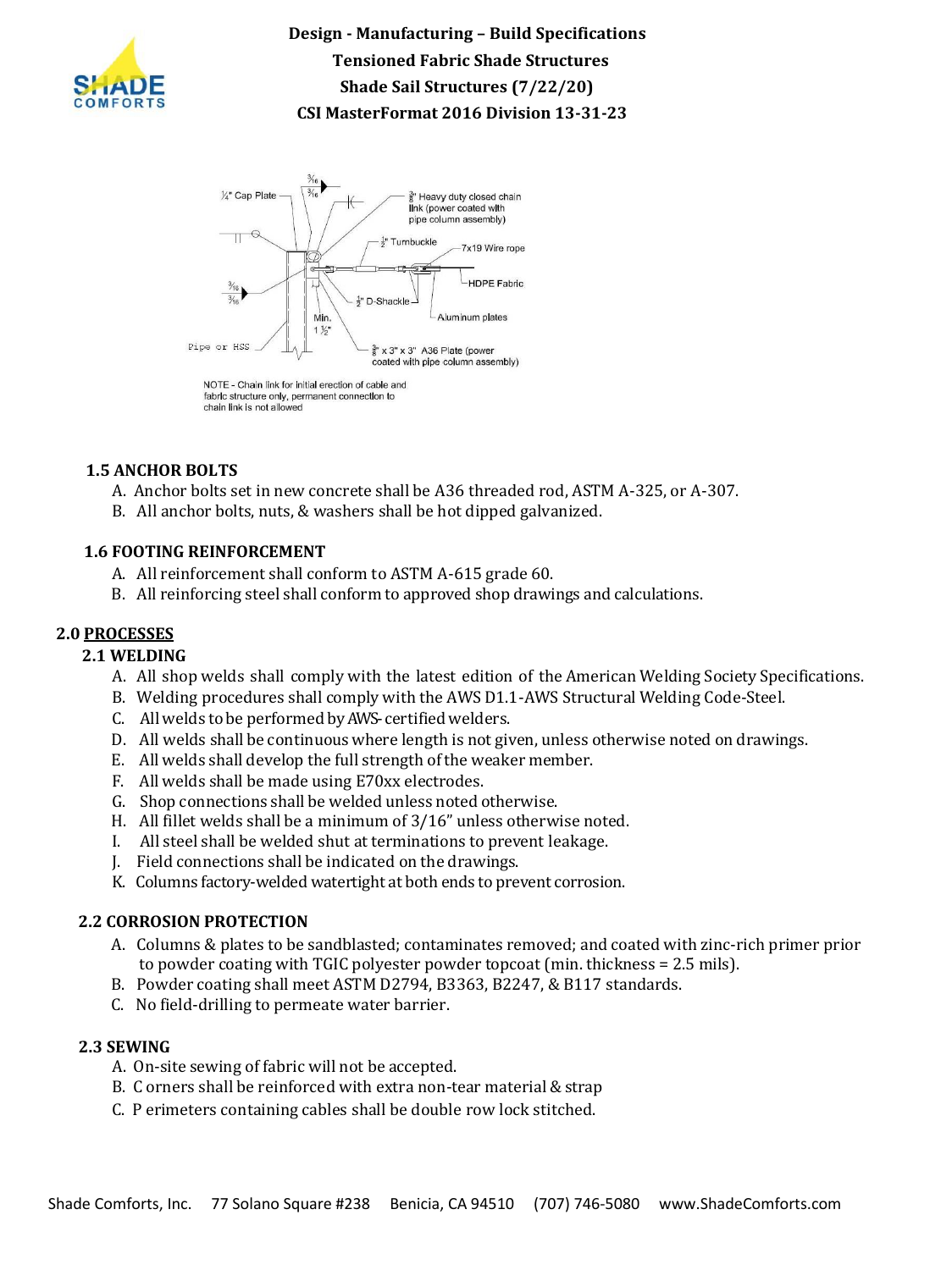NOTE - Chain link for initial erection of cable and fabric structure only, permanent connection to chain link is not allowed

### 1.5 ANCHOR BOLTS

A. Anchor bolts set in new concrete shall be A36 threaded rod, ASTM A-325, or A-307.
B. All anchor bolts, nuts, & washers shall be hot dipped galvanized.

### 1.6 FOOTING REINFORCEMENT

A. All reinforcement shall conform to ASTM A-615 grade 60.
B. All reinforcing steel shall conform to approved shop drawings and calculations.

## 2.0 PROCESSES

### 2.1 WELDING

A. All shop welds shall comply with the latest edition of the American Welding Society Specifications.
B. Welding procedures shall comply with the AWS D1.1-AWS Structural Welding Code-Steel.
C. All welds to be performed by AWS- certified welders.
D. All welds shall be continuous where length is not given, unless otherwise noted on drawings.
E. All welds shall develop the full strength of the weaker member.
F. All welds shall be made using E70xx electrodes.
G. Shop connections shall be welded unless noted otherwise.
H. All fillet welds shall be a minimum of 3/16" unless otherwise noted.
I. All steel shall be welded shut at terminations to prevent leakage.
J. Field connections shall be indicated on the drawings.
K. Columns factory-welded watertight at both ends to prevent corrosion.

### 2.2 CORROSION PROTECTION

A. Columns & plates to be sandblasted; contaminates removed; and coated with zinc-rich primer prior to powder coating with TGIC polyester powder topcoat (min. thickness = 2.5 mils).
B. Powder coating shall meet ASTM D2794, B3363, B2247, & B117 standards.
C. No field-drilling to permeate water barrier.

### 2.3 SEWING

A. On-site sewing of fabric will not be accepted.
B. Corners shall be reinforced with extra non-tear material & strap
C. Perimeters containing cables shall be double row lock stitched.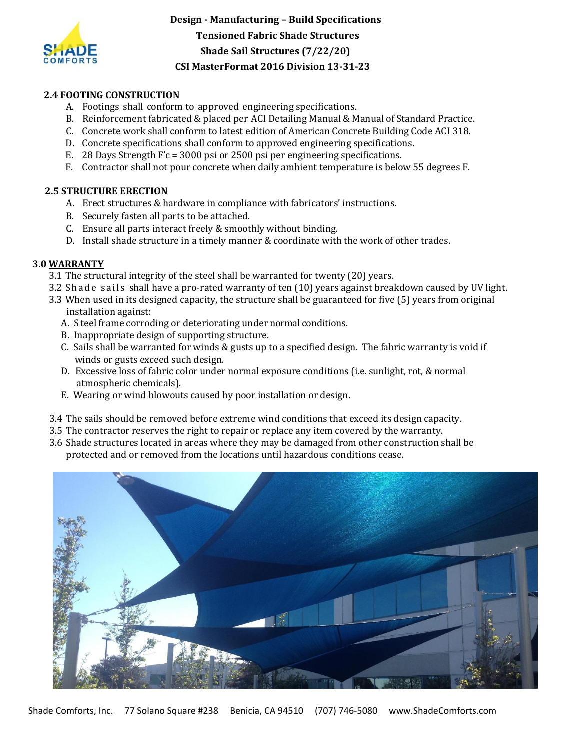## 2.4 FOOTING CONSTRUCTION

A. Footings shall conform to approved engineering specifications.
B. Reinforcement fabricated & placed per ACI Detailing Manual & Manual of Standard Practice.
C. Concrete work shall conform to latest edition of American Concrete Building Code ACI 318.
D. Concrete specifications shall conform to approved engineering specifications.
E. 28 Days Strength F'c = 3000 psi or 2500 psi per engineering specifications.
F. Contractor shall not pour concrete when daily ambient temperature is below 55 degrees F.

## 2.5 STRUCTURE ERECTION

A. Erect structures & hardware in compliance with fabricators' instructions.
B. Securely fasten all parts to be attached.
C. Ensure all parts interact freely & smoothly without binding.
D. Install shade structure in a timely manner & coordinate with the work of other trades.

## 3.0 WARRANTY

3.1 The structural integrity of the steel shall be warranted for twenty (20) years.

3.2 Shade sails shall have a pro-rated warranty of ten (10) years against breakdown caused by UV light.

3.3 When used in its designed capacity, the structure shall be guaranteed for five (5) years from original installation against:

A. Steel frame corroding or deteriorating under normal conditions.
B. Inappropriate design of supporting structure.
C. Sails shall be warranted for winds & gusts up to a specified design. The fabric warranty is void if winds or gusts exceed such design.
D. Excessive loss of fabric color under normal exposure conditions (i.e. sunlight, rot, & normal atmospheric chemicals).
E. Wearing or wind blowouts caused by poor installation or design.

3.4 The sails should be removed before extreme wind conditions that exceed its design capacity.

3.5 The contractor reserves the right to repair or replace any item covered by the warranty.

3.6 Shade structures located in areas where they may be damaged from other construction shall be protected and or removed from the locations until hazardous conditions cease.